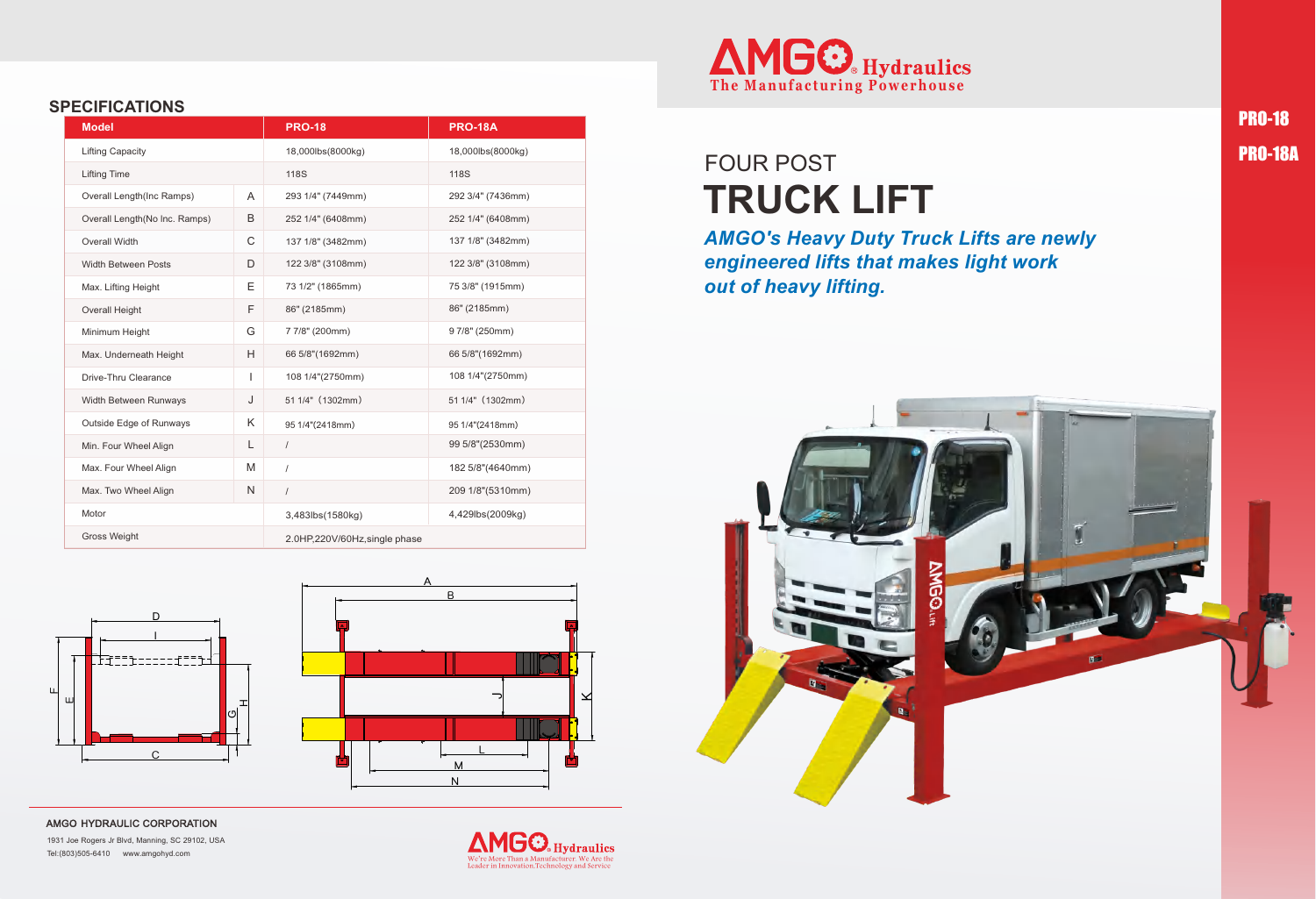AMGO Hydraulics
The Manufacturing Powerhouse

PRO-18

PRO-18A

FOUR POST
# TRUCK LIFT

***AMGO's Heavy Duty Truck Lifts are newly engineered lifts that makes light work out of heavy lifting.***

## SPECIFICATIONS

| Model | | PRO-18 | PRO-18A |
|---|---|---|---|
| Lifting Capacity | | 18,000lbs(8000kg) | 18,000lbs(8000kg) |
| Lifting Time | | 118S | 118S |
| Overall Length(Inc Ramps) | A | 293 1/4" (7449mm) | 292 3/4" (7436mm) |
| Overall Length(No Inc. Ramps) | B | 252 1/4" (6408mm) | 252 1/4" (6408mm) |
| Overall Width | C | 137 1/8" (3482mm) | 137 1/8" (3482mm) |
| Width Between Posts | D | 122 3/8" (3108mm) | 122 3/8" (3108mm) |
| Max. Lifting Height | E | 73 1/2" (1865mm) | 75 3/8" (1915mm) |
| Overall Height | F | 86" (2185mm) | 86" (2185mm) |
| Minimum Height | G | 7 7/8" (200mm) | 9 7/8" (250mm) |
| Max. Underneath Height | H | 66 5/8"(1692mm) | 66 5/8"(1692mm) |
| Drive-Thru Clearance | I | 108 1/4"(2750mm) | 108 1/4"(2750mm) |
| Width Between Runways | J | 51 1/4" （1302mm） | 51 1/4" （1302mm） |
| Outside Edge of Runways | K | 95 1/4"(2418mm) | 95 1/4"(2418mm) |
| Min. Four Wheel Align | L | / | 99 5/8"(2530mm) |
| Max. Four Wheel Align | M | / | 182 5/8"(4640mm) |
| Max. Two Wheel Align | N | / | 209 1/8"(5310mm) |
| Motor | | 3,483lbs(1580kg) | 4,429lbs(2009kg) |
| Gross Weight | | 2.0HP,220V/60Hz,single phase | |

**AMGO HYDRAULIC CORPORATION**

1931 Joe Rogers Jr Blvd, Manning, SC 29102, USA

Tel:(803)505-6410 www.amgohyd.com

AMGO Hydraulics
We're More Than a Manufacturer. We Are the Leader in Innovation,Technology and Service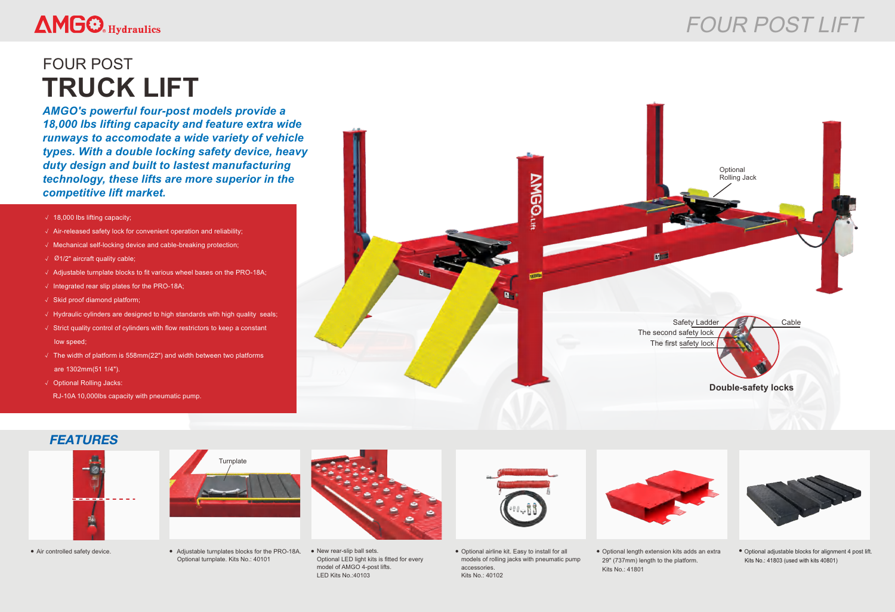# FOUR POST TRUCK LIFT

***AMGO's powerful four-post models provide a 18,000 lbs lifting capacity and feature extra wide runways to accomodate a wide variety of vehicle types. With a double locking safety device, heavy duty design and built to lastest manufacturing technology, these lifts are more superior in the competitive lift market.***

- √ 18,000 lbs lifting capacity;
- √ Air-released safety lock for convenient operation and reliability;
- √ Mechanical self-locking device and cable-breaking protection;
- √ Ø1/2" aircraft quality cable;
- √ Adjustable turnplate blocks to fit various wheel bases on the PRO-18A;
- √ Integrated rear slip plates for the PRO-18A;
- √ Skid proof diamond platform;
- √ Hydraulic cylinders are designed to high standards with high quality seals;
- √ Strict quality control of cylinders with flow restrictors to keep a constant low speed;
- √ The width of platform is 558mm(22") and width between two platforms are 1302mm(51 1/4").
- √ Optional Rolling Jacks:
  RJ-10A 10,000lbs capacity with pneumatic pump.

Optional Rolling Jack

Safety Ladder
The second safety lock
The first safety lock
Cable

**Double-safety locks**

## FEATURES

Turnplate

- Air controlled safety device.
- Adjustable turnplates blocks for the PRO-18A. Optional turnplate. Kits No.: 40101
- New rear-slip ball sets. Optional LED light kits is fitted for every model of AMGO 4-post lifts. LED Kits No.:40103
- Optional airline kit. Easy to install for all models of rolling jacks with pneumatic pump accessories. Kits No.: 40102
- Optional length extension kits adds an extra 29" (737mm) length to the platform. Kits No.: 41801
- Optional adjustable blocks for alignment 4 post lift. Kits No.: 41803 (used with kits 40801)